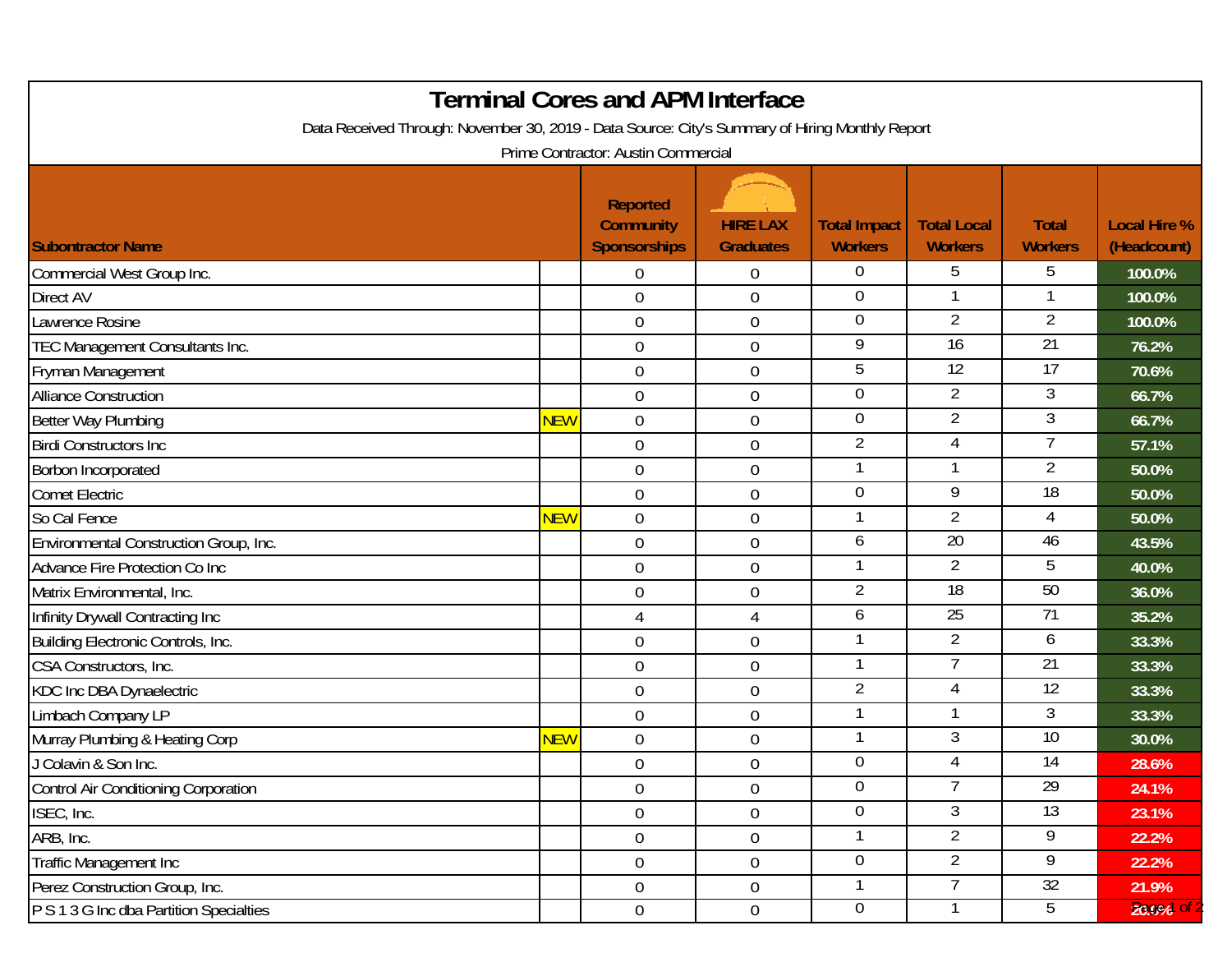# Terminal Cores and APM Interface

Data Received Through: November 30, 2019 - Data Source: City's Summary of Hiring Monthly Report

Prime Contractor: Austin Commercial

| Subontractor Name | | Reported Community Sponsorships | HIRE LAX Graduates | Total Impact Workers | Total Local Workers | Total Workers | Local Hire % (Headcount) |
|---|---|---|---|---|---|---|---|
| Commercial West Group Inc. | | 0 | 0 | 0 | 5 | 5 | 100.0% |
| Direct AV | | 0 | 0 | 0 | 1 | 1 | 100.0% |
| Lawrence Rosine | | 0 | 0 | 0 | 2 | 2 | 100.0% |
| TEC Management Consultants Inc. | | 0 | 0 | 9 | 16 | 21 | 76.2% |
| Fryman Management | | 0 | 0 | 5 | 12 | 17 | 70.6% |
| Alliance Construction | | 0 | 0 | 0 | 2 | 3 | 66.7% |
| Better Way Plumbing | NEW | 0 | 0 | 0 | 2 | 3 | 66.7% |
| Birdi Constructors Inc | | 0 | 0 | 2 | 4 | 7 | 57.1% |
| Borbon Incorporated | | 0 | 0 | 1 | 1 | 2 | 50.0% |
| Comet Electric | | 0 | 0 | 0 | 9 | 18 | 50.0% |
| So Cal Fence | NEW | 0 | 0 | 1 | 2 | 4 | 50.0% |
| Environmental Construction Group, Inc. | | 0 | 0 | 6 | 20 | 46 | 43.5% |
| Advance Fire Protection Co Inc | | 0 | 0 | 1 | 2 | 5 | 40.0% |
| Matrix Environmental, Inc. | | 0 | 0 | 2 | 18 | 50 | 36.0% |
| Infinity Drywall Contracting Inc | | 4 | 4 | 6 | 25 | 71 | 35.2% |
| Building Electronic Controls, Inc. | | 0 | 0 | 1 | 2 | 6 | 33.3% |
| CSA Constructors, Inc. | | 0 | 0 | 1 | 7 | 21 | 33.3% |
| KDC Inc DBA Dynaelectric | | 0 | 0 | 2 | 4 | 12 | 33.3% |
| Limbach Company LP | | 0 | 0 | 1 | 1 | 3 | 33.3% |
| Murray Plumbing & Heating Corp | NEW | 0 | 0 | 1 | 3 | 10 | 30.0% |
| J Colavin & Son Inc. | | 0 | 0 | 0 | 4 | 14 | 28.6% |
| Control Air Conditioning Corporation | | 0 | 0 | 0 | 7 | 29 | 24.1% |
| ISEC, Inc. | | 0 | 0 | 0 | 3 | 13 | 23.1% |
| ARB, Inc. | | 0 | 0 | 1 | 2 | 9 | 22.2% |
| Traffic Management Inc | | 0 | 0 | 0 | 2 | 9 | 22.2% |
| Perez Construction Group, Inc. | | 0 | 0 | 1 | 7 | 32 | 21.9% |
| P S 1 3 G Inc dba Partition Specialties | | 0 | 0 | 0 | 1 | 5 | 20.0% |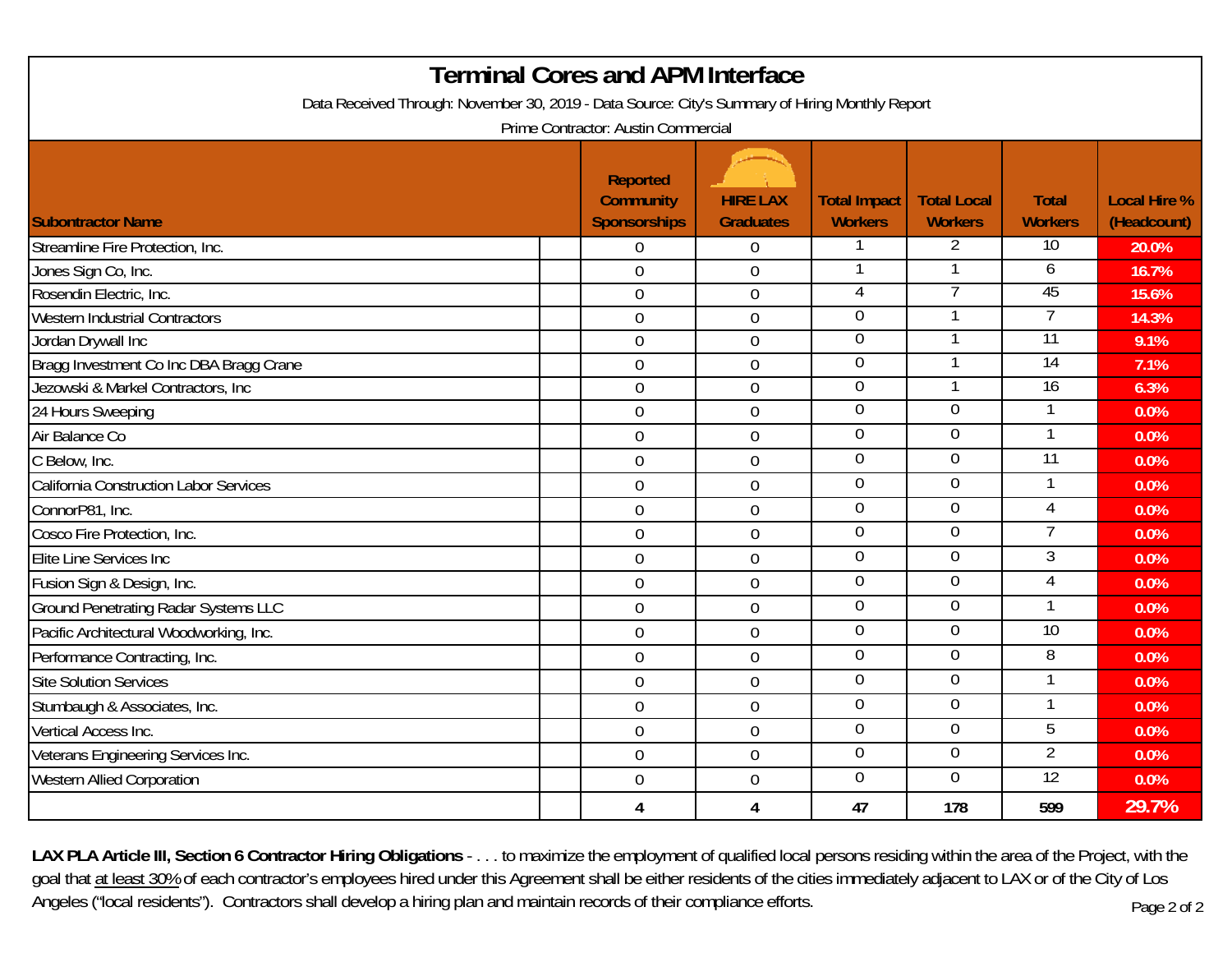# Terminal Cores and APM Interface

Data Received Through: November 30, 2019 - Data Source: City's Summary of Hiring Monthly Report

Prime Contractor: Austin Commercial

| Subcontractor Name | | Reported Community Sponsorships | HIRE LAX Graduates | Total Impact Workers | Total Local Workers | Total Workers | Local Hire % (Headcount) |
|---|---|---|---|---|---|---|---|
| Streamline Fire Protection, Inc. | | 0 | 0 | 1 | 2 | 10 | 20.0% |
| Jones Sign Co, Inc. | | 0 | 0 | 1 | 1 | 6 | 16.7% |
| Rosendin Electric, Inc. | | 0 | 0 | 4 | 7 | 45 | 15.6% |
| Western Industrial Contractors | | 0 | 0 | 0 | 1 | 7 | 14.3% |
| Jordan Drywall Inc | | 0 | 0 | 0 | 1 | 11 | 9.1% |
| Bragg Investment Co Inc DBA Bragg Crane | | 0 | 0 | 0 | 1 | 14 | 7.1% |
| Jezowski & Markel Contractors, Inc | | 0 | 0 | 0 | 1 | 16 | 6.3% |
| 24 Hours Sweeping | | 0 | 0 | 0 | 0 | 1 | 0.0% |
| Air Balance Co | | 0 | 0 | 0 | 0 | 1 | 0.0% |
| C Below, Inc. | | 0 | 0 | 0 | 0 | 11 | 0.0% |
| California Construction Labor Services | | 0 | 0 | 0 | 0 | 1 | 0.0% |
| ConnorP81, Inc. | | 0 | 0 | 0 | 0 | 4 | 0.0% |
| Cosco Fire Protection, Inc. | | 0 | 0 | 0 | 0 | 7 | 0.0% |
| Elite Line Services Inc | | 0 | 0 | 0 | 0 | 3 | 0.0% |
| Fusion Sign & Design, Inc. | | 0 | 0 | 0 | 0 | 4 | 0.0% |
| Ground Penetrating Radar Systems LLC | | 0 | 0 | 0 | 0 | 1 | 0.0% |
| Pacific Architectural Woodworking, Inc. | | 0 | 0 | 0 | 0 | 10 | 0.0% |
| Performance Contracting, Inc. | | 0 | 0 | 0 | 0 | 8 | 0.0% |
| Site Solution Services | | 0 | 0 | 0 | 0 | 1 | 0.0% |
| Stumbaugh & Associates, Inc. | | 0 | 0 | 0 | 0 | 1 | 0.0% |
| Vertical Access Inc. | | 0 | 0 | 0 | 0 | 5 | 0.0% |
| Veterans Engineering Services Inc. | | 0 | 0 | 0 | 0 | 2 | 0.0% |
| Western Allied Corporation | | 0 | 0 | 0 | 0 | 12 | 0.0% |
| | | 4 | 4 | 47 | 178 | 599 | 29.7% |

**LAX PLA Article III, Section 6 Contractor Hiring Obligations** - . . . to maximize the employment of qualified local persons residing within the area of the Project, with the goal that at least 30% of each contractor's employees hired under this Agreement shall be either residents of the cities immediately adjacent to LAX or of the City of Los Angeles ("local residents"). Contractors shall develop a hiring plan and maintain records of their compliance efforts.